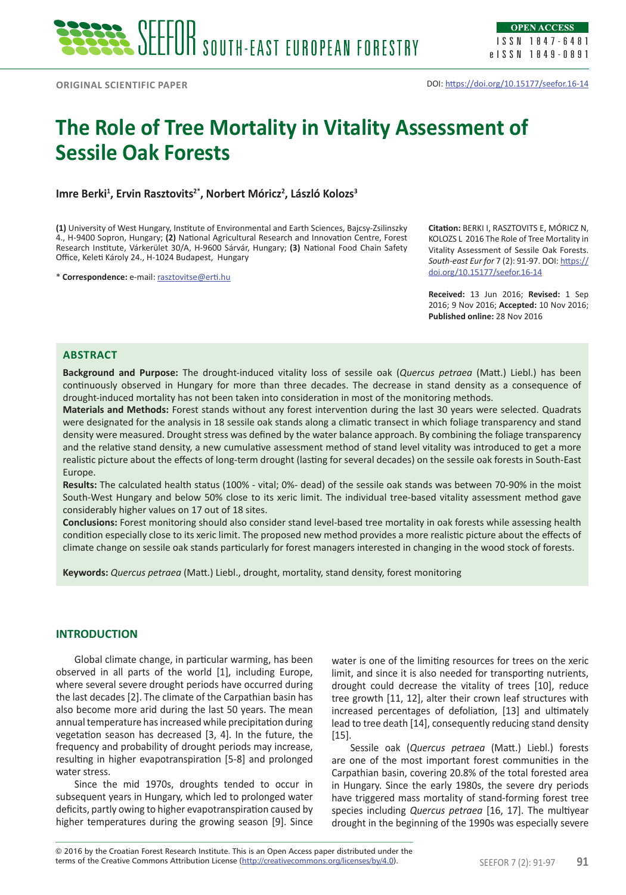ORIGINAL SCIENTIFIC PAPER

DOI: https://doi.org/10.15177/seefor.16-14

# The Role of Tree Mortality in Vitality Assessment of Sessile Oak Forests

**Imre Berki[1], Ervin Rasztovits[2*], Norbert Móricz[2], László Kolozs[3]**

**(1)** University of West Hungary, Institute of Environmental and Earth Sciences, Bajcsy-Zsilinszky 4., H-9400 Sopron, Hungary; **(2)** National Agricultural Research and Innovation Centre, Forest Research Institute, Várkerület 30/A, H-9600 Sárvár, Hungary; **(3)** National Food Chain Safety Office, Keleti Károly 24., H-1024 Budapest, Hungary

\* **Correspondence:** e-mail: rasztovitse@erti.hu

**Citation:** BERKI I, RASZTOVITS E, MÓRICZ N, KOLOZS L 2016 The Role of Tree Mortality in Vitality Assessment of Sessile Oak Forests. *South-east Eur for* 7 (2): 91-97. DOI: https://doi.org/10.15177/seefor.16-14

**Received:** 13 Jun 2016; **Revised:** 1 Sep 2016; 9 Nov 2016; **Accepted:** 10 Nov 2016; **Published online:** 28 Nov 2016

## ABSTRACT

**Background and Purpose:** The drought-induced vitality loss of sessile oak (*Quercus petraea* (Matt.) Liebl.) has been continuously observed in Hungary for more than three decades. The decrease in stand density as a consequence of drought-induced mortality has not been taken into consideration in most of the monitoring methods.

**Materials and Methods:** Forest stands without any forest intervention during the last 30 years were selected. Quadrats were designated for the analysis in 18 sessile oak stands along a climatic transect in which foliage transparency and stand density were measured. Drought stress was defined by the water balance approach. By combining the foliage transparency and the relative stand density, a new cumulative assessment method of stand level vitality was introduced to get a more realistic picture about the effects of long-term drought (lasting for several decades) on the sessile oak forests in South-East Europe.

**Results:** The calculated health status (100% - vital; 0%- dead) of the sessile oak stands was between 70-90% in the moist South-West Hungary and below 50% close to its xeric limit. The individual tree-based vitality assessment method gave considerably higher values on 17 out of 18 sites.

**Conclusions:** Forest monitoring should also consider stand level-based tree mortality in oak forests while assessing health condition especially close to its xeric limit. The proposed new method provides a more realistic picture about the effects of climate change on sessile oak stands particularly for forest managers interested in changing in the wood stock of forests.

**Keywords:** *Quercus petraea* (Matt.) Liebl., drought, mortality, stand density, forest monitoring

## INTRODUCTION

Global climate change, in particular warming, has been observed in all parts of the world [1], including Europe, where several severe drought periods have occurred during the last decades [2]. The climate of the Carpathian basin has also become more arid during the last 50 years. The mean annual temperature has increased while precipitation during vegetation season has decreased [3, 4]. In the future, the frequency and probability of drought periods may increase, resulting in higher evapotranspiration [5-8] and prolonged water stress.

Since the mid 1970s, droughts tended to occur in subsequent years in Hungary, which led to prolonged water deficits, partly owing to higher evapotranspiration caused by higher temperatures during the growing season [9]. Since water is one of the limiting resources for trees on the xeric limit, and since it is also needed for transporting nutrients, drought could decrease the vitality of trees [10], reduce tree growth [11, 12], alter their crown leaf structures with increased percentages of defoliation, [13] and ultimately lead to tree death [14], consequently reducing stand density [15].

Sessile oak (*Quercus petraea* (Matt.) Liebl.) forests are one of the most important forest communities in the Carpathian basin, covering 20.8% of the total forested area in Hungary. Since the early 1980s, the severe dry periods have triggered mass mortality of stand-forming forest tree species including *Quercus petraea* [16, 17]. The multiyear drought in the beginning of the 1990s was especially severe

© 2016 by the Croatian Forest Research Institute. This is an Open Access paper distributed under the terms of the Creative Commons Attribution License (http://creativecommons.org/licenses/by/4.0).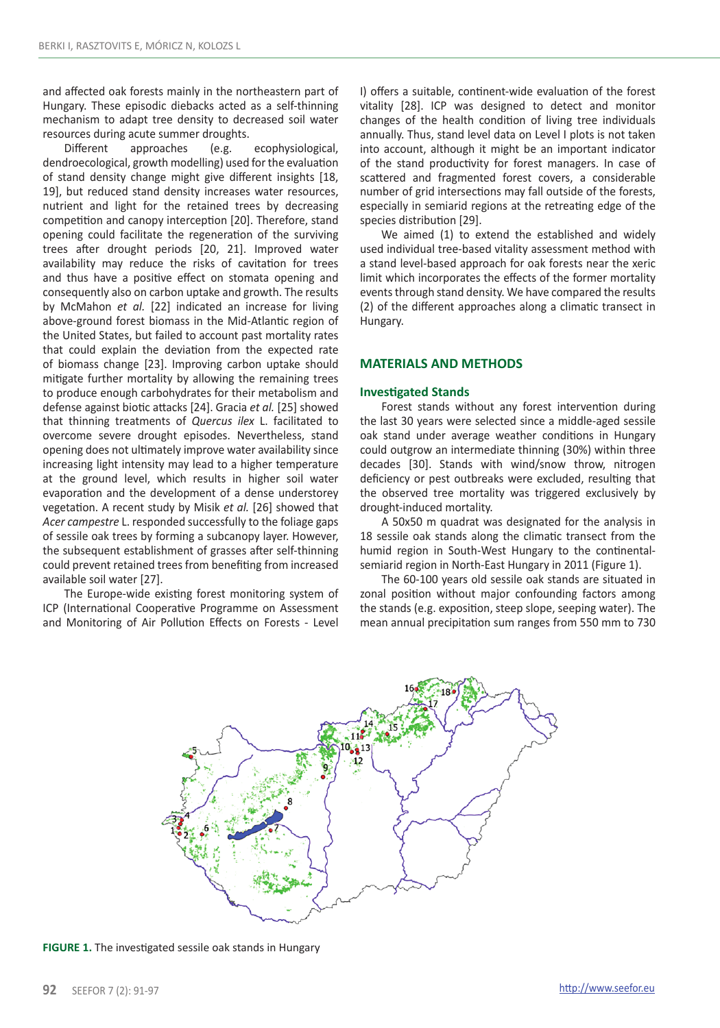and affected oak forests mainly in the northeastern part of Hungary. These episodic diebacks acted as a self-thinning mechanism to adapt tree density to decreased soil water resources during acute summer droughts.

Different approaches (e.g. ecophysiological, dendroecological, growth modelling) used for the evaluation of stand density change might give different insights [18, 19], but reduced stand density increases water resources, nutrient and light for the retained trees by decreasing competition and canopy interception [20]. Therefore, stand opening could facilitate the regeneration of the surviving trees after drought periods [20, 21]. Improved water availability may reduce the risks of cavitation for trees and thus have a positive effect on stomata opening and consequently also on carbon uptake and growth. The results by McMahon *et al.* [22] indicated an increase for living above-ground forest biomass in the Mid-Atlantic region of the United States, but failed to account past mortality rates that could explain the deviation from the expected rate of biomass change [23]. Improving carbon uptake should mitigate further mortality by allowing the remaining trees to produce enough carbohydrates for their metabolism and defense against biotic attacks [24]. Gracia *et al.* [25] showed that thinning treatments of *Quercus ilex* L. facilitated to overcome severe drought episodes. Nevertheless, stand opening does not ultimately improve water availability since increasing light intensity may lead to a higher temperature at the ground level, which results in higher soil water evaporation and the development of a dense understorey vegetation. A recent study by Misik *et al.* [26] showed that *Acer campestre* L. responded successfully to the foliage gaps of sessile oak trees by forming a subcanopy layer. However, the subsequent establishment of grasses after self-thinning could prevent retained trees from benefiting from increased available soil water [27].

The Europe-wide existing forest monitoring system of ICP (International Cooperative Programme on Assessment and Monitoring of Air Pollution Effects on Forests - Level I) offers a suitable, continent-wide evaluation of the forest vitality [28]. ICP was designed to detect and monitor changes of the health condition of living tree individuals annually. Thus, stand level data on Level I plots is not taken into account, although it might be an important indicator of the stand productivity for forest managers. In case of scattered and fragmented forest covers, a considerable number of grid intersections may fall outside of the forests, especially in semiarid regions at the retreating edge of the species distribution [29].

We aimed (1) to extend the established and widely used individual tree-based vitality assessment method with a stand level-based approach for oak forests near the xeric limit which incorporates the effects of the former mortality events through stand density. We have compared the results (2) of the different approaches along a climatic transect in Hungary.

## MATERIALS AND METHODS

### Investigated Stands

Forest stands without any forest intervention during the last 30 years were selected since a middle-aged sessile oak stand under average weather conditions in Hungary could outgrow an intermediate thinning (30%) within three decades [30]. Stands with wind/snow throw, nitrogen deficiency or pest outbreaks were excluded, resulting that the observed tree mortality was triggered exclusively by drought-induced mortality.

A 50x50 m quadrat was designated for the analysis in 18 sessile oak stands along the climatic transect from the humid region in South-West Hungary to the continental-semiarid region in North-East Hungary in 2011 (Figure 1).

The 60-100 years old sessile oak stands are situated in zonal position without major confounding factors among the stands (e.g. exposition, steep slope, seeping water). The mean annual precipitation sum ranges from 550 mm to 730

**FIGURE 1.** The investigated sessile oak stands in Hungary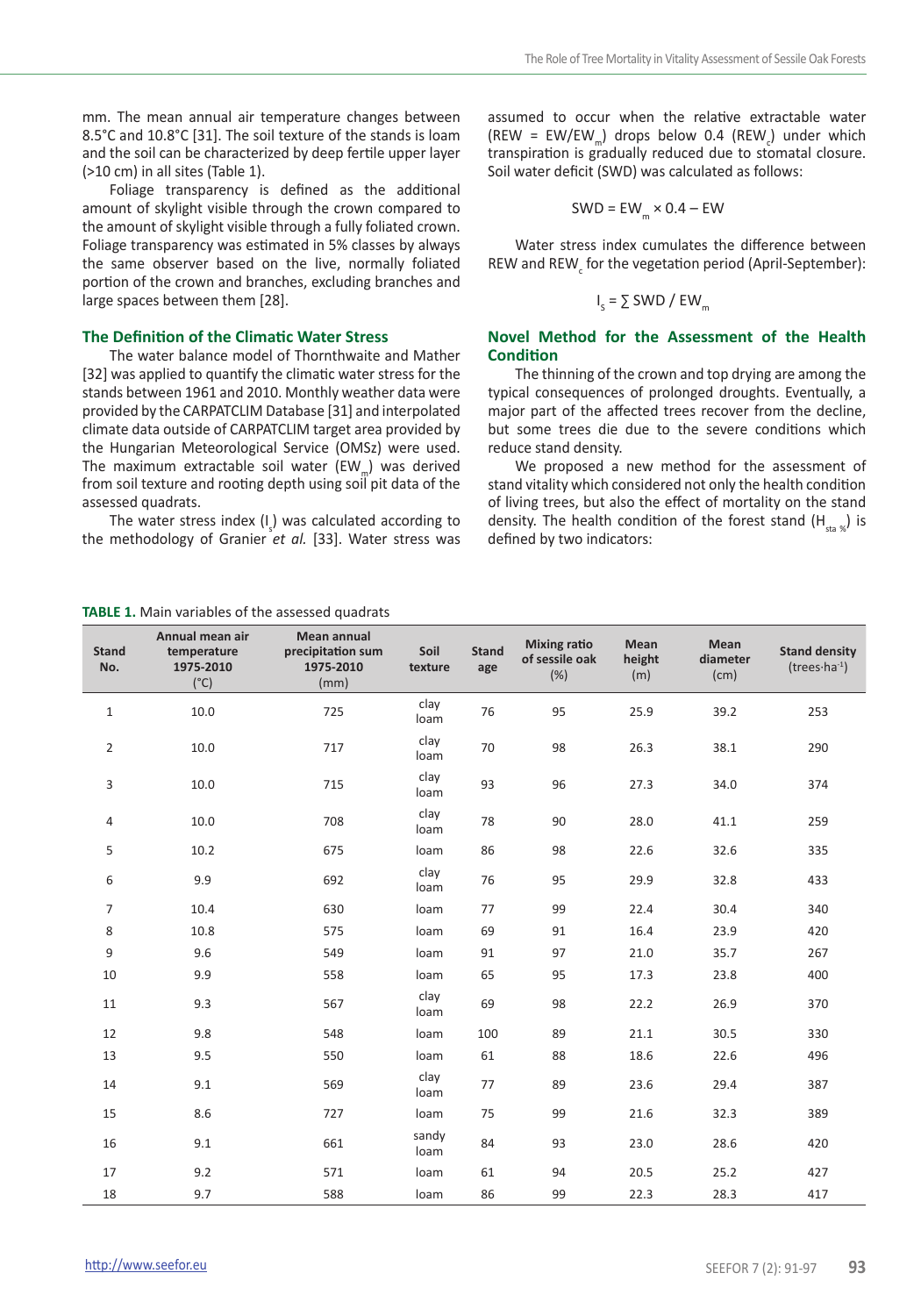mm. The mean annual air temperature changes between 8.5°C and 10.8°C [31]. The soil texture of the stands is loam and the soil can be characterized by deep fertile upper layer (>10 cm) in all sites (Table 1).

Foliage transparency is defined as the additional amount of skylight visible through the crown compared to the amount of skylight visible through a fully foliated crown. Foliage transparency was estimated in 5% classes by always the same observer based on the live, normally foliated portion of the crown and branches, excluding branches and large spaces between them [28].

### The Definition of the Climatic Water Stress

The water balance model of Thornthwaite and Mather [32] was applied to quantify the climatic water stress for the stands between 1961 and 2010. Monthly weather data were provided by the CARPATCLIM Database [31] and interpolated climate data outside of CARPATCLIM target area provided by the Hungarian Meteorological Service (OMSz) were used. The maximum extractable soil water ($EW_m$) was derived from soil texture and rooting depth using soil pit data of the assessed quadrats.

The water stress index ($I_s$) was calculated according to the methodology of Granier *et al.* [33]. Water stress was assumed to occur when the relative extractable water ($REW = EW/EW_m$) drops below 0.4 ($REW_c$) under which transpiration is gradually reduced due to stomatal closure. Soil water deficit (SWD) was calculated as follows:

$$SWD = EW_m \times 0.4 - EW$$

Water stress index cumulates the difference between REW and $REW_c$ for the vegetation period (April-September):

$$I_s = \sum SWD / EW_m$$

### Novel Method for the Assessment of the Health Condition

The thinning of the crown and top drying are among the typical consequences of prolonged droughts. Eventually, a major part of the affected trees recover from the decline, but some trees die due to the severe conditions which reduce stand density.

We proposed a new method for the assessment of stand vitality which considered not only the health condition of living trees, but also the effect of mortality on the stand density. The health condition of the forest stand ($H_{sta\ \%}$) is defined by two indicators:

**TABLE 1.** Main variables of the assessed quadrats

| Stand No. | Annual mean air temperature 1975-2010 (°C) | Mean annual precipitation sum 1975-2010 (mm) | Soil texture | Stand age | Mixing ratio of sessile oak (%) | Mean height (m) | Mean diameter (cm) | Stand density (trees·ha$^{-1}$) |
|---|---|---|---|---|---|---|---|---|
| 1 | 10.0 | 725 | clay loam | 76 | 95 | 25.9 | 39.2 | 253 |
| 2 | 10.0 | 717 | clay loam | 70 | 98 | 26.3 | 38.1 | 290 |
| 3 | 10.0 | 715 | clay loam | 93 | 96 | 27.3 | 34.0 | 374 |
| 4 | 10.0 | 708 | clay loam | 78 | 90 | 28.0 | 41.1 | 259 |
| 5 | 10.2 | 675 | loam | 86 | 98 | 22.6 | 32.6 | 335 |
| 6 | 9.9 | 692 | clay loam | 76 | 95 | 29.9 | 32.8 | 433 |
| 7 | 10.4 | 630 | loam | 77 | 99 | 22.4 | 30.4 | 340 |
| 8 | 10.8 | 575 | loam | 69 | 91 | 16.4 | 23.9 | 420 |
| 9 | 9.6 | 549 | loam | 91 | 97 | 21.0 | 35.7 | 267 |
| 10 | 9.9 | 558 | loam | 65 | 95 | 17.3 | 23.8 | 400 |
| 11 | 9.3 | 567 | clay loam | 69 | 98 | 22.2 | 26.9 | 370 |
| 12 | 9.8 | 548 | loam | 100 | 89 | 21.1 | 30.5 | 330 |
| 13 | 9.5 | 550 | loam | 61 | 88 | 18.6 | 22.6 | 496 |
| 14 | 9.1 | 569 | clay loam | 77 | 89 | 23.6 | 29.4 | 387 |
| 15 | 8.6 | 727 | loam | 75 | 99 | 21.6 | 32.3 | 389 |
| 16 | 9.1 | 661 | sandy loam | 84 | 93 | 23.0 | 28.6 | 420 |
| 17 | 9.2 | 571 | loam | 61 | 94 | 20.5 | 25.2 | 427 |
| 18 | 9.7 | 588 | loam | 86 | 99 | 22.3 | 28.3 | 417 |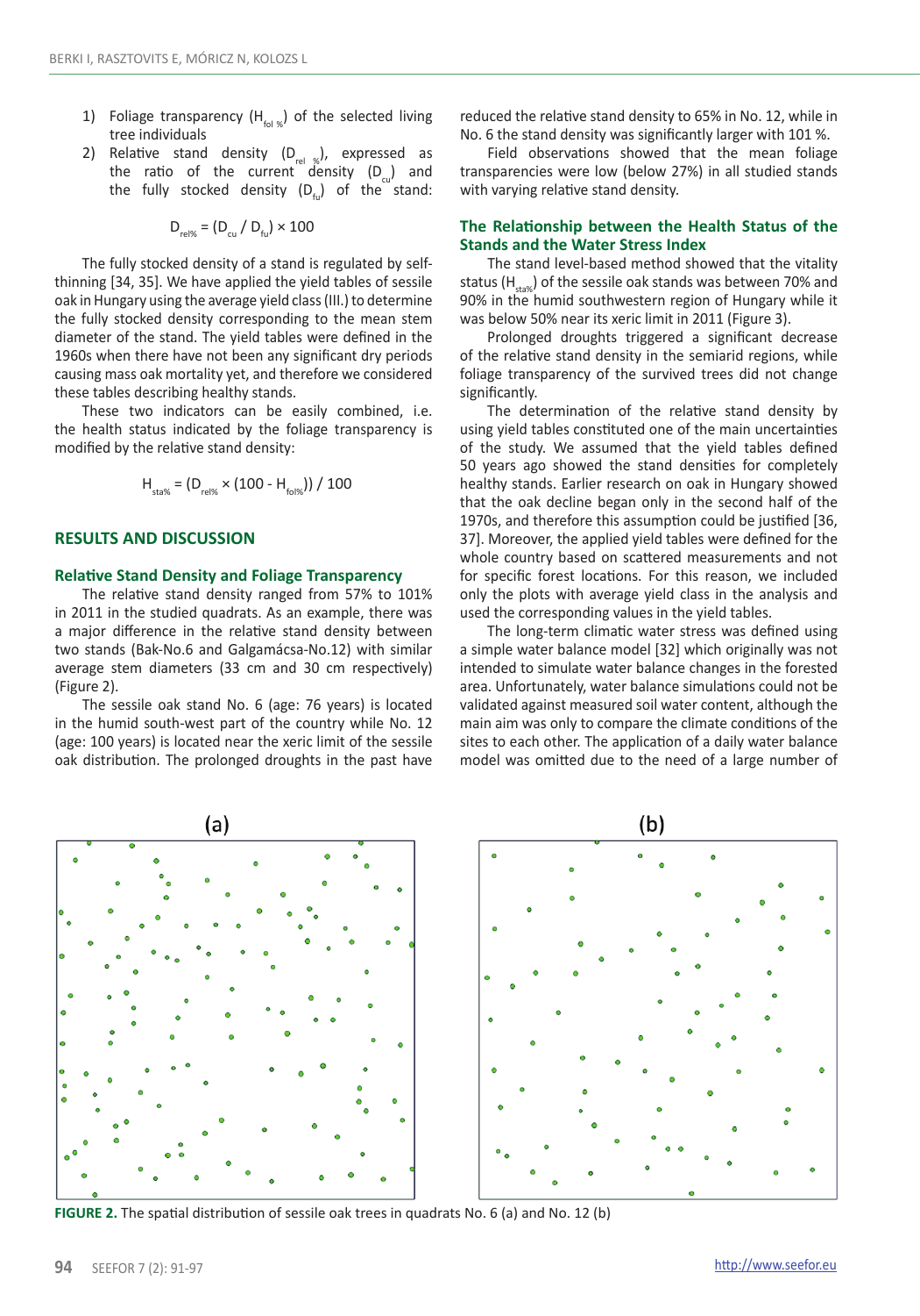1) Foliage transparency ($H_{fol\,\%}$) of the selected living tree individuals
2) Relative stand density ($D_{rel\,\%}$), expressed as the ratio of the current density ($D_{cu}$) and the fully stocked density ($D_{fu}$) of the stand:

$$D_{rel\%} = (D_{cu} / D_{fu}) \times 100$$

The fully stocked density of a stand is regulated by self-thinning [34, 35]. We have applied the yield tables of sessile oak in Hungary using the average yield class (III.) to determine the fully stocked density corresponding to the mean stem diameter of the stand. The yield tables were defined in the 1960s when there have not been any significant dry periods causing mass oak mortality yet, and therefore we considered these tables describing healthy stands.

These two indicators can be easily combined, i.e. the health status indicated by the foliage transparency is modified by the relative stand density:

$$H_{sta\%} = (D_{rel\%} \times (100 - H_{fol\%})) / 100$$

## RESULTS AND DISCUSSION

### Relative Stand Density and Foliage Transparency

The relative stand density ranged from 57% to 101% in 2011 in the studied quadrats. As an example, there was a major difference in the relative stand density between two stands (Bak-No.6 and Galgamácsa-No.12) with similar average stem diameters (33 cm and 30 cm respectively) (Figure 2).

The sessile oak stand No. 6 (age: 76 years) is located in the humid south-west part of the country while No. 12 (age: 100 years) is located near the xeric limit of the sessile oak distribution. The prolonged droughts in the past have reduced the relative stand density to 65% in No. 12, while in No. 6 the stand density was significantly larger with 101 %.

Field observations showed that the mean foliage transparencies were low (below 27%) in all studied stands with varying relative stand density.

### The Relationship between the Health Status of the Stands and the Water Stress Index

The stand level-based method showed that the vitality status ($H_{sta\%}$) of the sessile oak stands was between 70% and 90% in the humid southwestern region of Hungary while it was below 50% near its xeric limit in 2011 (Figure 3).

Prolonged droughts triggered a significant decrease of the relative stand density in the semiarid regions, while foliage transparency of the survived trees did not change significantly.

The determination of the relative stand density by using yield tables constituted one of the main uncertainties of the study. We assumed that the yield tables defined 50 years ago showed the stand densities for completely healthy stands. Earlier research on oak in Hungary showed that the oak decline began only in the second half of the 1970s, and therefore this assumption could be justified [36, 37]. Moreover, the applied yield tables were defined for the whole country based on scattered measurements and not for specific forest locations. For this reason, we included only the plots with average yield class in the analysis and used the corresponding values in the yield tables.

The long-term climatic water stress was defined using a simple water balance model [32] which originally was not intended to simulate water balance changes in the forested area. Unfortunately, water balance simulations could not be validated against measured soil water content, although the main aim was only to compare the climate conditions of the sites to each other. The application of a daily water balance model was omitted due to the need of a large number of

(a) (b)

**FIGURE 2.** The spatial distribution of sessile oak trees in quadrats No. 6 (a) and No. 12 (b)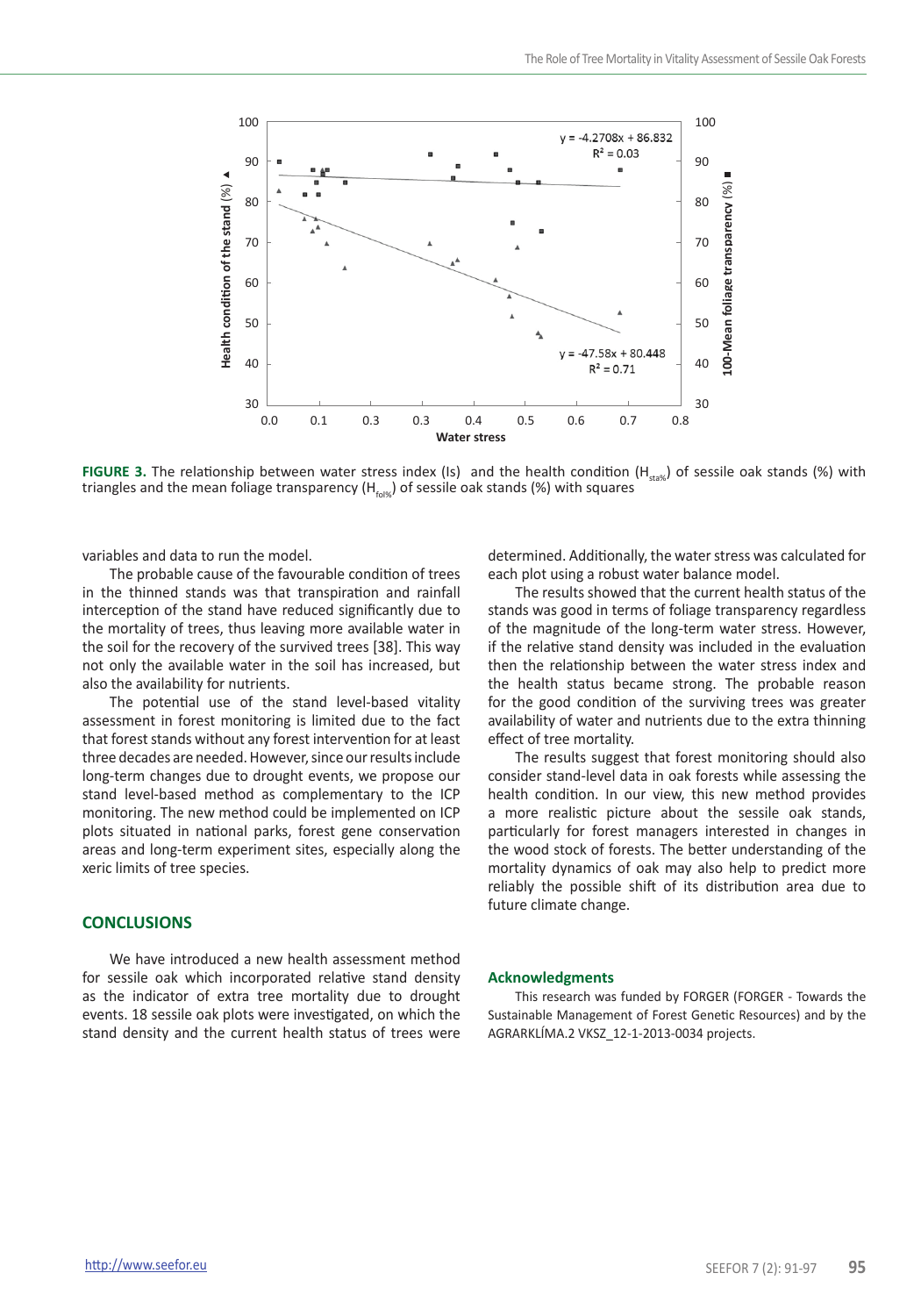FIGURE 3. The relationship between water stress index (Is) and the health condition ($H_{sta\%}$) of sessile oak stands (%) with triangles and the mean foliage transparency ($H_{fol\%}$) of sessile oak stands (%) with squares

variables and data to run the model.

The probable cause of the favourable condition of trees in the thinned stands was that transpiration and rainfall interception of the stand have reduced significantly due to the mortality of trees, thus leaving more available water in the soil for the recovery of the survived trees [38]. This way not only the available water in the soil has increased, but also the availability for nutrients.

The potential use of the stand level-based vitality assessment in forest monitoring is limited due to the fact that forest stands without any forest intervention for at least three decades are needed. However, since our results include long-term changes due to drought events, we propose our stand level-based method as complementary to the ICP monitoring. The new method could be implemented on ICP plots situated in national parks, forest gene conservation areas and long-term experiment sites, especially along the xeric limits of tree species.

## CONCLUSIONS

We have introduced a new health assessment method for sessile oak which incorporated relative stand density as the indicator of extra tree mortality due to drought events. 18 sessile oak plots were investigated, on which the stand density and the current health status of trees were determined. Additionally, the water stress was calculated for each plot using a robust water balance model.

The results showed that the current health status of the stands was good in terms of foliage transparency regardless of the magnitude of the long-term water stress. However, if the relative stand density was included in the evaluation then the relationship between the water stress index and the health status became strong. The probable reason for the good condition of the surviving trees was greater availability of water and nutrients due to the extra thinning effect of tree mortality.

The results suggest that forest monitoring should also consider stand-level data in oak forests while assessing the health condition. In our view, this new method provides a more realistic picture about the sessile oak stands, particularly for forest managers interested in changes in the wood stock of forests. The better understanding of the mortality dynamics of oak may also help to predict more reliably the possible shift of its distribution area due to future climate change.

### Acknowledgments

This research was funded by FORGER (FORGER - Towards the Sustainable Management of Forest Genetic Resources) and by the AGRARKLÍMA.2 VKSZ_12-1-2013-0034 projects.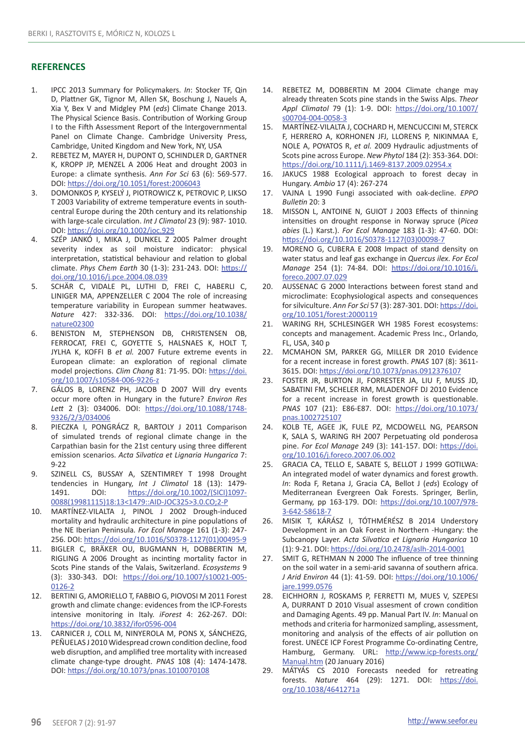## REFERENCES

1. IPCC 2013 Summary for Policymakers. *In*: Stocker TF, Qin D, Plattner GK, Tignor M, Allen SK, Boschung J, Nauels A, Xia Y, Bex V and Midgley PM (*eds*) Climate Change 2013. The Physical Science Basis. Contribution of Working Group I to the Fifth Assessment Report of the Intergovernmental Panel on Climate Change. Cambridge University Press, Cambridge, United Kingdom and New York, NY, USA
2. REBETEZ M, MAYER H, DUPONT O, SCHINDLER D, GARTNER K, KROPP JP, MENZEL A 2006 Heat and drought 2003 in Europe: a climate synthesis. *Ann For Sci* 63 (6): 569-577. DOI: https://doi.org/10.1051/forest:2006043
3. DOMONKOS P, KYSELÝ J, PIOTROWICZ K, PETROVIC P, LIKSO T 2003 Variability of extreme temperature events in south-central Europe during the 20th century and its relationship with large-scale circulation. *Int J Climatol* 23 (9): 987- 1010. DOI: https://doi.org/10.1002/joc.929
4. SZÉP JANKÓ I, MIKA J, DUNKEL Z 2005 Palmer drought severity index as soil moisture indicator: physical interpretation, statistical behaviour and relation to global climate. *Phys Chem Earth* 30 (1-3): 231-243. DOI: https://doi.org/10.1016/j.pce.2004.08.039
5. SCHÄR C, VIDALE PL, LUTHI D, FREI C, HABERLI C, LINIGER MA, APPENZELLER C 2004 The role of increasing temperature variability in European summer heatwaves. *Nature* 427: 332-336. DOI: https://doi.org/10.1038/nature02300
6. BENISTON M, STEPHENSON DB, CHRISTENSEN OB, FERROCAT, FREI C, GOYETTE S, HALSNAES K, HOLT T, JYLHA K, KOFFI B *et al.* 2007 Future extreme events in European climate: an exploration of regional climate model projections. *Clim Chang* 81: 71-95. DOI: https://doi.org/10.1007/s10584-006-9226-z
7. GÁLOS B, LORENZ PH, JACOB D 2007 Will dry events occur more often in Hungary in the future? *Environ Res Lett* 2 (3): 034006. DOI: https://doi.org/10.1088/1748-9326/2/3/034006
8. PIECZKA I, PONGRÁCZ R, BARTOLY J 2011 Comparison of simulated trends of regional climate change in the Carpathian basin for the 21st century using three different emission scenarios. *Acta Silvatica et Lignaria Hungarica* 7: 9-22
9. SZINELL CS, BUSSAY A, SZENTIMREY T 1998 Drought tendencies in Hungary, *Int J Climatol* 18 (13): 1479-1491. DOI: https://doi.org/10.1002/(SICI)1097-0088(19981115)18:13<1479::AID-JOC325>3.0.CO;2-P
10. MARTÍNEZ-VILALTA J, PINOL J 2002 Drough-induced mortality and hydraulic architecture in pine populations of the NE Iberian Peninsula. *For Ecol Manage* 161 (1-3): 247-256. DOI: https://doi.org/10.1016/S0378-1127(01)00495-9
11. BIGLER C, BRÄKER OU, BUGMANN H, DOBBERTIN M, RIGLING A 2006 Drought as incinting mortality factor in Scots Pine stands of the Valais, Switzerland. *Ecosystems* 9 (3): 330-343. DOI: https://doi.org/10.1007/s10021-005-0126-2
12. BERTINI G, AMORIELLO T, FABBIO G, PIOVOSI M 2011 Forest growth and climate change: evidences from the ICP-Forests intensive monitoring in Italy. *iForest* 4: 262-267. DOI: https://doi.org/10.3832/ifor0596-004
13. CARNICER J, COLL M, NINYEROLA M, PONS X, SÁNCHEZG, PEÑUELAS J 2010 Widespread crown condition decline, food web disruption, and amplified tree mortality with increased climate change-type drought. *PNAS* 108 (4): 1474-1478. DOI: https://doi.org/10.1073/pnas.1010070108
14. REBETEZ M, DOBBERTIN M 2004 Climate change may already threaten Scots pine stands in the Swiss Alps. *Theor Appl Climatol* 79 (1): 1-9. DOI: https://doi.org/10.1007/s00704-004-0058-3
15. MARTÍNEZ-VILALTA J, COCHARD H, MENCUCCINI M, STERCK F, HERRERO A, KORHONEN JFJ, LLORENS P, NIKINMAA E, NOLE A, POYATOS R, *et al.* 2009 Hydraulic adjustments of Scots pine across Europe. *New Phytol* 184 (2): 353-364. DOI: https://doi.org/10.1111/j.1469-8137.2009.02954.x
16. JAKUCS 1988 Ecological approach to forest decay in Hungary. *Ambio* 17 (4): 267-274
17. VAJNA L 1990 Fungi associated with oak-decline. *EPPO Bulletin* 20: 3
18. MISSON L, ANTOINE N, GUIOT J 2003 Effects of thinning intensities on drought response in Norway spruce (*Picea abies* (L.) Karst.). *For Ecol Manage* 183 (1-3): 47-60. DOI: https://doi.org/10.1016/S0378-1127(03)00098-7
19. MORENO G, CUBERA E 2008 Impact of stand density on water status and leaf gas exchange in *Quercus ilex*. *For Ecol Manage* 254 (1): 74-84. DOI: https://doi.org/10.1016/j.foreco.2007.07.029
20. AUSSENAC G 2000 Interactions between forest stand and microclimate: Ecophysiological aspects and consequences for silviculture. *Ann For Sci* 57 (3): 287-301. DOI: https://doi.org/10.1051/forest:2000119
21. WARING RH, SCHLESINGER WH 1985 Forest ecosystems: concepts and management. Academic Press Inc., Orlando, FL, USA, 340 p
22. MCMAHON SM, PARKER GG, MILLER DR 2010 Evidence for a recent increase in forest growth. *PNAS* 107 (8): 3611-3615. DOI: https://doi.org/10.1073/pnas.0912376107
23. FOSTER JR, BURTON JI, FORRESTER JA, LIU F, MUSS JD, SABATINI FM, SCHELER RM, MLADENOFF DJ 2010 Evidence for a recent increase in forest growth is questionable. *PNAS* 107 (21): E86-E87. DOI: https://doi.org/10.1073/pnas.1002725107
24. KOLB TE, AGEE JK, FULE PZ, MCDOWELL NG, PEARSON K, SALA S, WARING RH 2007 Perpetuating old ponderosa pine. *For Ecol Manage* 249 (3): 141-157. DOI: https://doi.org/10.1016/j.foreco.2007.06.002
25. GRACIA CA, TELLO E, SABATE S, BELLOT J 1999 GOTILWA: An integrated model of water dynamics and forest growth. *In*: Roda F, Retana J, Gracia CA, Bellot J (*eds*) Ecology of Mediterranean Evergreen Oak Forests. Springer, Berlin, Germany, pp 163-179. DOI: https://doi.org/10.1007/978-3-642-58618-7
26. MISIK T, KÁRÁSZ I, TÓTHMÉRÉSZ B 2014 Understory Development in an Oak Forest in Northern -Hungary: the Subcanopy Layer. *Acta Silvatica et Lignaria Hungarica* 10 (1): 9-21. DOI: https://doi.org/10.2478/aslh-2014-0001
27. SMIT G, RETHMAN N 2000 The influence of tree thinning on the soil water in a semi-arid savanna of southern africa. *J Arid Environ* 44 (1): 41-59. DOI: https://doi.org/10.1006/jare.1999.0576
28. EICHHORN J, ROSKAMS P, FERRETTI M, MUES V, SZEPESI A, DURRANT D 2010 Visual assesment of crown condition and Damaging Agents. 49 pp. Manual Part IV. *In*: Manual on methods and criteria for harmonized sampling, assessment, monitoring and analysis of the effects of air pollution on forest. UNECE ICP Forest Programme Co-ordinating Centre, Hamburg, Germany. URL: http://www.icp-forests.org/Manual.htm (20 January 2016)
29. MÁTYÁS CS 2010 Forecasts needed for retreating forests. *Nature* 464 (29): 1271. DOI: https://doi.org/10.1038/4641271a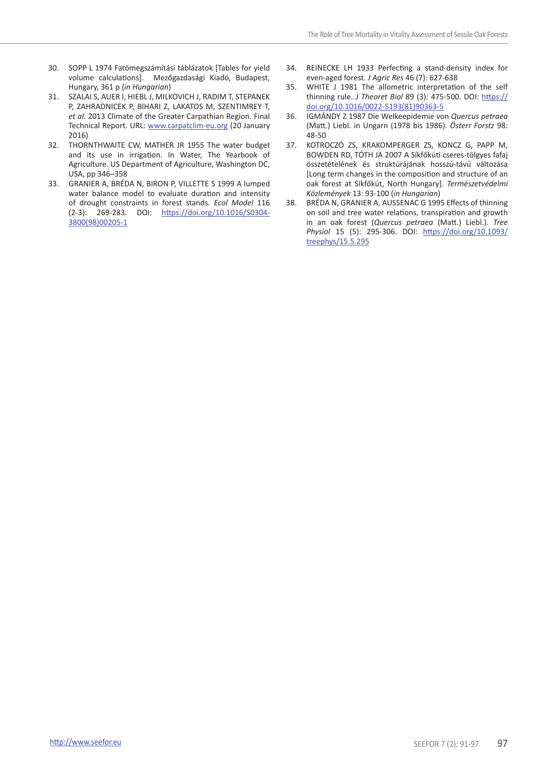30. SOPP L 1974 Fatömegszámítási táblázatok [Tables for yield volume calculations]. Mezőgazdasági Kiadó, Budapest, Hungary, 361 p (*in Hungarian*)
31. SZALAI S, AUER I, HIEBL J, MILKOVICH J, RADIM T, STEPANEK P, ZAHRADNICEK P, BIHARI Z, LAKATOS M, SZENTIMREY T, *et al.* 2013 Climate of the Greater Carpathian Region. Final Technical Report. URL: www.carpatclim-eu.org (20 January 2016)
32. THORNTHWAITE CW, MATHER JR 1955 The water budget and its use in irrigation. In Water, The Yearbook of Agriculture. US Department of Agriculture, Washington DC, USA, pp 346–358
33. GRANIER A, BRÉDA N, BIRON P, VILLETTE S 1999 A lumped water balance model to evaluate duration and intensity of drought constraints in forest stands. *Ecol Model* 116 (2-3): 269-283. DOI: https://doi.org/10.1016/S0304-3800(98)00205-1
34. REINECKE LH 1933 Perfecting a stand-density index for even-aged forest. *J Agric Res* 46 (7): 627-638
35. WHITE J 1981 The allometric interpretation of the self thinning rule. *J Theoret Biol* 89 (3): 475-500. DOI: https://doi.org/10.1016/0022-5193(81)90363-5
36. IGMÁNDY Z 1987 Die Welkeepidemie von *Quercus petraea* (Matt.) Liebl. in Ungarn (1978 bis 1986). *Österr Forstz* 98: 48-50
37. KOTROCZÓ ZS, KRAKOMPERGER ZS, KONCZ G, PAPP M, BOWDEN RD, TÓTH JA 2007 A Síkfőkúti cseres-tölgyes fafaj összetételének és struktúrájának hosszú-távú változása [Long term changes in the composition and structure of an oak forest at Síkfőkút, North Hungary]. *Természetvédelmi Közlemények* 13: 93-100 (*in Hungarian*)
38. BRÉDA N, GRANIER A, AUSSENAC G 1995 Effects of thinning on soil and tree water relations, transpiration and growth in an oak forest (*Quercus petraea* (Matt.) Liebl.). *Tree Physiol* 15 (5): 295-306. DOI: https://doi.org/10.1093/treephys/15.5.295